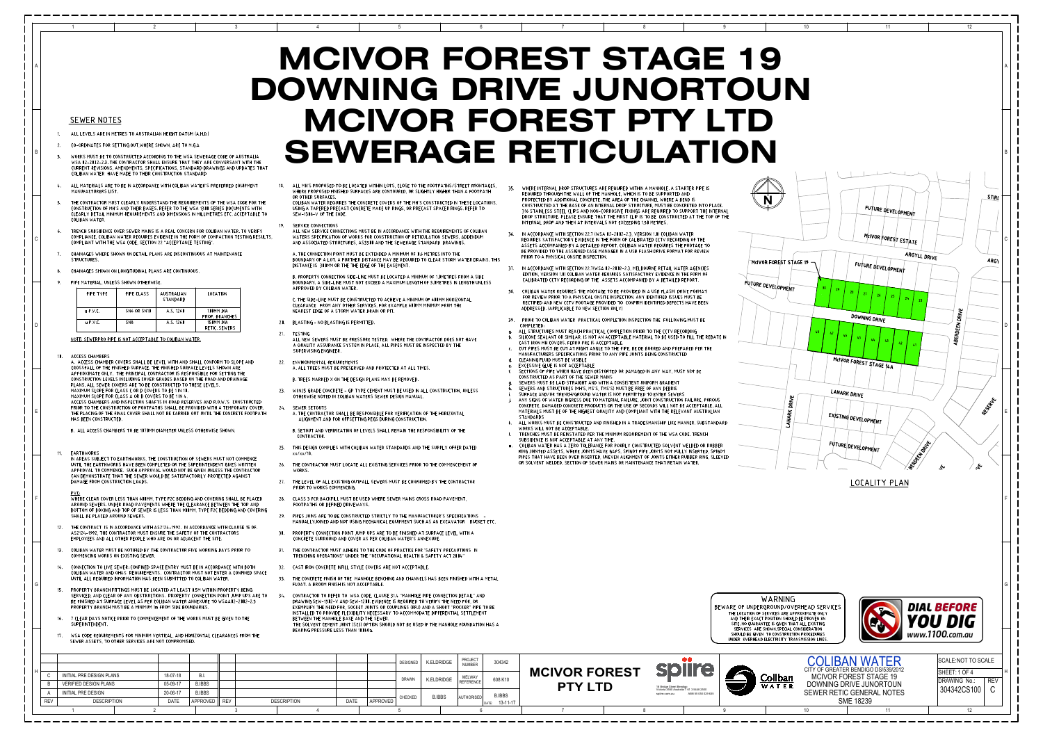# MCIVOR FOREST STAGE 19
# DOWNING DRIVE JUNORTOUN
# MCIVOR FOREST PTY LTD
# SEWERAGE RETICULATION

## SEWER NOTES

1. ALL LEVELS ARE IN METRES TO AUSTRALIAN HEIGHT DATUM (A.H.D)
2. CO-ORDINATES FOR SETTING OUT WHERE SHOWN, ARE TO M.G.A
3. WORKS MUST BE TO CONSTRUCTED ACCORDING TO THE WSA SEWERAGE CODE OF AUSTRALIA WSA 02-2002-2.3. THE CONTRACTOR SHALL ENSURE THAT THEY ARE CONVERSANT WITH THE CURRENT REVISIONS, AMENDMENTS, SPECIFICATIONS, STANDARD DRAWINGS AND UPDATES THAT COLIBAN WATER HAVE MADE TO THEIR CONSTRUCTION STANDARD.
4. ALL MATERIALS ARE TO BE IN ACCORDANCE WITH COLIBAN WATER'S PREFERRED EQUIPMENT MANUFACTURERS LIST.
5. THE CONTRACTOR MUST CLEARLY UNDERSTAND THE REQUIREMENTS OF THE WSA CODE FOR THE CONSTRUCTION OF MH'S AND THEIR BASES. REFER TO THE WSA 1300 SERIES DOCUMENTS WITH CLEARLY DETAIL MINIMUM REQUIREMENTS AND DIMENSIONS IN MILLIMETRES ETC ACCEPTABLE TO COLIBAN WATER.
6. TRENCH SUBSIDENCE OVER SEWER MAINS IS A REAL CONCERN FOR COLIBAN WATER. TO VERIFY COMPLIANCE, COLIBAN WATER REQUIRES EVIDENCE IN THE FORM OF COMPACTION TESTING RESULTS, COMPLIANT WITH THE WSA CODE, SECTION 23 "ACCEPTANCE TESTING".
7. CHAINAGES WHERE SHOWN ON DETAIL PLANS ARE DISCONTINUOUS AT MAINTENANCE STRUCTURES.
8. CHAINAGES SHOWN ON LONGITUDINAL PLANS ARE CONTINUOUS.
9. PIPE MATERIAL UNLESS SHOWN OTHERWISE.

| PIPE TYPE | PIPE CLASS | AUSTRALIAN STANDARD | LOCATION |
|---|---|---|---|
| u.P.V.C. | SN6 OR SN10 | A.S. 1260 | 100MM DIA PROP. BRANCHES |
| u.P.V.C. | SN8 | A.S. 1260 | 150MM DIA RETIC. SEWERS |

NOTE: SEWERPRO PIPE IS NOT ACCEPTABLE TO COLIBAN WATER.

10. ACCESS CHAMBERS
A. ACCESS CHAMBER COVERS SHALL BE LEVEL WITH AND SHALL CONFORM TO SLOPE AND CROSSFALL OF THE FINISHED SURFACE. THE FINISHED SURFACE LEVELS SHOWN ARE APPROXIMATE ONLY. THE PRINCIPAL CONTRACTOR IS RESPONSIBLE FOR SETTING THE CONSTRUCTION LEVELS INCLUDING COVER GRADES BASED ON THE ROAD AND DRAINAGE PLANS. ALL SEWER COVERS ARE TO BE CONSTRUCTED TO THESE LEVELS.
MAXIMUM SLOPE FOR CLASS C OR D COVERS TO BE 1 IN 10.
MAXIMUM SLOPE FOR CLASS A OR B COVERS TO BE 1 IN 6.
ACCESS CHAMBERS AND INSPECTION SHAFTS IN ROAD RESERVES AND R.O.W.'S CONSTRUCTED PRIOR TO THE CONSTRUCTION OF FOOTPATHS SHALL BE PROVIDED WITH A TEMPORARY COVER. THE PLACING OF THE FINAL COVER SHALL NOT BE CARRIED OUT UNTIL THE CONCRETE FOOTPATH HAS BEEN CONSTRUCTED.
B. ALL ACCESS CHAMBERS TO BE 1070MM DIAMETER UNLESS OTHERWISE SHOWN.
11. EARTHWORKS
IN AREAS SUBJECT TO EARTHWORKS, THE CONSTRUCTION OF SEWERS MUST NOT COMMENCE UNTIL THE EARTHWORKS HAVE BEEN COMPLETED OR THE SUPERINTENDENT GIVES WRITTEN APPROVAL TO COMMENCE. SUCH APPROVAL WOULD NOT BE GIVEN UNLESS THE CONTRACTOR CAN DEMONSTRATE THAT THE SEWER WOULD BE SATISFACTORILY PROTECTED AGAINST DAMAGE FROM CONSTRUCTION LOADS.
PVC:
WHERE CLEAR COVER LESS THAN 600MM, TYPE P/C BEDDING AND COVERING SHALL BE PLACED AROUND SEWERS. UNDER ROAD PAVEMENTS WHERE THE CLEARANCE BETWEEN THE TOP AND BOTTOM OF BOXING AND TOP OF SEWER IS LESS THAN 900MM, TYPE P/C BEDDING AND COVERING SHALL BE PLACED AROUND SEWERS.
12. THE CONTRACT IS IN ACCORDANCE WITH AS2124-1992. IN ACCORDANCE WITH CLAUSE 15 OF AS2124-1992, THE CONTRACTOR MUST ENSURE THE SAFETY OF THE CONTRACTORS EMPLOYEES AND ALL OTHER PEOPLE WHO ARE ON OR ADJACENT THE SITE.
13. COLIBAN WATER MUST BE NOTIFIED BY THE CONTRACTOR FIVE WORKING DAYS PRIOR TO COMMENCING WORKS ON EXISTING SEWER.
14. CONNECTION TO LIVE SEWER: CONFINED SPACE ENTRY MUST BE IN ACCORDANCE WITH BOTH COLIBAN WATER AND OH&S REQUIREMENTS. CONTRACTOR MUST NOT ENTER A CONFINED SPACE UNTIL ALL REQUIRED INFORMATION HAS BEEN SUBMITTED TO COLIBAN WATER.
15. PROPERTY BRANCH FITTINGS MUST BE LOCATED AT LEAST 0.5M WITHIN PROPERTY BEING SERVICED, AND CLEAR OF ANY OBSTRUCTIONS. PROPERTY CONNECTION POINT JUMP UPS ARE TO BE FINISHED AT SURFACE LEVEL AS PER COLIBAN WATER ANNEXURE TO WSAA02-2002-2.3 PROPERTY BRANCH MUST BE A MINIMUM 1M FROM SIDE BOUNDARIES.
16. 7 CLEAR DAYS NOTICE PRIOR TO COMMENCEMENT OF THE WORKS MUST BE GIVEN TO THE SUPERINTENDENT.
17. WSA CODE REQUIREMENTS FOR MINIMUM VERTICAL AND HORIZONTAL CLEARANCES FROM THE SEWER ASSETS, TO OTHER SERVICES ARE NOT COMPROMISED.
18. ALL MH'S PROPOSED TO BE LOCATED WITHIN LOTS, CLOSE TO THE FOOTPATHS/STREET FRONTAGES, WHERE PROPOSED FINISHED SURFACES ARE CONTOURED, OR SLIGHTLY HIGHER THAN A FOOTPATH OR OTHER SURFACES.
COLIBAN WATER REQUIRES THE CONCRETE COVERS OF THE MH'S CONSTRUCTED IN THESE LOCATIONS, USING A TAPERED PRECAST CONCRETE MAKE UP RINGS, OR PRECAST SPACER RINGS. REFER TO SEW-1308-V OF THE CODE.
19. SERVICE CONNECTIONS
ALL NEW SERVICE CONNECTIONS MUST BE IN ACCORDANCE WITH THE REQUIREMENTS OF COLIBAN WATERS SPECIFICATION OF WORKS FOR CONSTRUCTION OF RETICULATION SEWERS, ADDENDUM AND ASSOCIATED STRUCTURES, AS3500 AND THE SEWERAGE STANDARD DRAWINGS.
A. THE CONNECTION POINT MUST BE EXTENDED A MINIMUM OF 0.6 METRES INTO THE BOUNDARY OF A LOT. A FURTHER DISTANCE MAY BE REQUIRED TO CLEAR STORM WATER DRAINS. THIS DISTANCE IS 300MM OR THE THE EDGE OF THE EASEMENT.
B. PROPERTY CONNECTION SIDE-LINE MUST BE LOCATED A MINIMUM OF 1.0METRES FROM A SIDE BOUNDARY. A SIDE-LINE MUST NOT EXCEED A MAXIMUM LENGTH OF 3.0METRES IN LENGTH UNLESS APPROVED BY COLIBAN WATER.
C. THE SIDE-LINE MUST BE CONSTRUCTED TO ACHIEVE A MINIMUM OF 600MM HORIZONTAL CLEARANCE FROM ANY OTHER SERVICES. FOR EXAMPLE 600MM MINIMUM FROM THE NEAREST EDGE OF A STORM WATER DRAIN OR PIT.
20. BLASTING - NO BLASTING IS PERMITTED.
21. TESTING
ALL NEW SEWERS MUST BE PRESSURE TESTED. WHERE THE CONTRACTOR DOES NOT HAVE A QUALITY ASSURANCE SYSTEM IN PLACE, ALL PIPES MUST BE INSPECTED BY THE SUPERVISING ENGINEER.
22. ENVIRONMENTAL REQUIREMENTS
A. ALL TREES MUST BE PRESERVED AND PROTECTED AT ALL TIMES.
B. TREES MARKED X ON THE DESIGN PLANS MAY BE REMOVED.
23. N1MIS GRADE CONCRETE - GP TYPE CEMENT MUST BE USED IN ALL CONSTRUCTION, UNLESS OTHERWISE NOTED IN COLIBAN WATERS SEWER DESIGN MANUAL.
24. SEWER SETOUTS
A. THE CONTRACTOR SHALL BE RESPONSIBLE FOR VERIFICATION OF THE HORIZONTAL ALIGNMENT AND FOR OFFSETTING PEGS DURING CONSTRUCTION.
B. SETOUT AND VERIFICATION OF LEVELS SHALL REMAIN THE RESPONSIBILITY OF THE CONTRACTOR.
25. THIS DESIGN COMPLIES WITH COLIBAN WATER STANDARDS AND THE SUPPLY OFFER DATED xx/xx/18.
26. THE CONTRACTOR MUST LOCATE ALL EXISTING SERVICES PRIOR TO THE COMMENCEMENT OF WORKS.
27. THE LEVEL OF ALL EXISTING OUTFALL SEWERS MUST BE CONFIRMED BY THE CONTRACTOR PRIOR TO WORKS COMMENCING.
28. CLASS 3 FCR BACKFILL MUST BE USED WHERE SEWER MAINS CROSS ROAD PAVEMENT, FOOTPATHS OR DEFINED DRIVEWAYS.
29. PIPES JOINS ARE TO BE CONSTRUCTED STRICTLY TO THE MANUFACTURER'S SPECIFICATIONS - MANUALLY JOINED AND NOT USING MECHANICAL EQUIPMENT SUCH AS AN EXCAVATOR BUCKET ETC.
30. PROPERTY CONNECTION POINT JUMP UPS ARE TO BE FINISHED AT SURFACE LEVEL WITH A CONCRETE SURROUND AND COVER AS PER COLIBAN WATER'S ANNEXURE.
31. THE CONTRACTOR MUST ADHERE TO THE CODE OF PRACTICE FOR "SAFETY PRECAUTIONS IN TRENCHING OPERATIONS" UNDER THE "OCCUPATIONAL HEALTH & SAFETY ACT 2004"
32. CAST IRON CONCRETE INFILL STYLE COVERS ARE NOT ACCEPTABLE.
33. THE CONCRETE FINISH OF THE MANHOLE BENCHING AND CHANNELS HAS BEEN FINISHED WITH A METAL FLOAT. A BROOM FINISH IS NOT ACCEPTABLE.
34. CONTRACTOR TO REFER TO WSA CODE, CLAUSE 31.4 "MANHOLE PIPE CONNECTION DETAIL" AND DRAWING SEW-1302-V AND SEW-1300. EVIDENCE IS REQUIRED TO VERIFY THE NEED FOR, OR EXEMPLIFY THE NEED FOR, SOCKET JOINTS OR COUPLINGS (RRJ) AND A SHORT "ROCKER" PIPE TO BE INSTALLED TO PROVIDE FLEXIBILITY TO ACCOMMODATE DIFFERENTIAL SETTLEMENT BETWEEN THE MANHOLE BASE AND THE SEWER.
THE SOLVENT CEMENT JOINT (SCJ) OPTION SHOULD NOT BE USED IF THE MANHOLE FOUNDATION HAS A BEARING PRESSURE LESS THAN 100kPa.
35. WHERE INTERNAL DROP STRUCTURES ARE REQUIRED WITHIN A MANHOLE, A STARTER PIPE IS REQUIRED THROUGH THE WALL OF THE MANHOLE, WHICH IS TO BE SUPPORTED AND PROTECTED BY ADDITIONAL CONCRETE. THE AREA OF THE CHANNEL WHERE A BEND IS CONSTRUCTED AT THE BASE OF AN INTERNAL DROP STRUCTURE, MUST BE CONCRETED INTO PLACE. 316 STAINLESS STEEL CLIPS AND NON-CORROSIVE FIXINGS ARE REQUIRED TO SUPPORT THE INTERNAL DROP STRUCTURE. PLEASE ENSURE THAT THE FIRST CLIP IS TO BE CONSTRUCTED AT THE TOP OF THE INTERNAL DROP AND THEN AT INTERVALS NOT EXCEEDING 1.50 METRES.
36. IN ACCORDANCE WITH SECTION 22.1 (WSA 02-2002-2.3, VERSION 1.0) COLIBAN WATER REQUIRES SATISFACTORY EVIDENCE IN THE FORM OF CALIBRATED CCTV RECORDING OF THE ASSETS ACCOMPANIED BY A DETAILED REPORT. COLIBAN WATER REQUIRES THE FOOTAGE TO BE PROVIDED TO THE ASSIGNED CASE MANAGER IN A USB FLASH DRIVE FORMAT FOR REVIEW PRIOR TO A PHYSICAL ONSITE INSPECTION.
37. IN ACCORDANCE WITH SECTION 22.1 (WSA 02-2002-2.3, MELBOURNE RETAIL WATER AGENCIES EDITION, VERSION 1.0) COLIBAN WATER REQUIRES SATISFACTORY EVIDENCE IN THE FORM OF CALIBRATED CCTV RECORDING OF THE ASSETS ACCOMPANIED BY A DETAILED REPORT.
38. COLIBAN WATER REQUIRES THE FOOTAGE TO BE PROVIDED IN A USB FLASH DRIVE FORMAT FOR REVIEW PRIOR TO A PHYSICAL ONSITE INSPECTION. ANY IDENTIFIED ISSUES MUST BE RECTIFIED AND NEW CCTV FOOTAGE PROVIDED TO CONFIRM IDENTIFIED DEFECTS HAVE BEEN ADDRESSED. (APPLICABLE TO NEW SECTION ONLY)
39. PRIOR TO COLIBAN WATER PRACTICAL COMPLETION INSPECTION THE FOLLOWING MUST BE COMPLETED:
   a. ALL STRUCTURES MUST REACH PRACTICAL COMPLETION PRIOR TO THE CCTV RECORDING
   b. SILICONE SEALANT OR SIMILAR IS NOT AN ACCEPTABLE MATERIAL TO BE USED TO FILL THE REBATE IN CAST IRON MH COVERS. FERRO PRE IS ACCEPTABLE.
   c. CUT PIPES MUST BE CUT AT RIGHT ANGLE TO THE PIPE, BE DE BURRED AND PREPARED PER THE MANUFACTURERS SPECIFICATIONS PRIOR TO ANY PIPE JOINTS BEING CONSTRUCTED
   d. CLEANING FLUID MUST BE VISIBLE
   e. EXCESSIVE GLUE IS NOT ACCEPTABLE
   f. SECTIONS OF PIPE WHICH HAVE BEEN DISTORTED OR DAMAGED IN ANY WAY, MUST NOT BE CONSTRUCTED AS PART OF THE SEWER MAINS
   g. SEWERS MUST BE LAID STRAIGHT AND WITH A CONSISTENT UNIFORM GRADIENT
   h. SEWERS AND STRUCTURES (MH'S, MS'S, TMS'S) MUST BE FREE OF ANY DEBRIS
   i. SURFACE AND/OR TRENCH/GROUND WATER IS NOT PERMITTED TO ENTER SEWERS
   j. ANY SIGNS OF WATER INGRESS DUE TO MATERIAL FAILURE, JOINT CONSTRUCTION FAILURE, POROUS CONCRETE, DAMAGED CONCRETE PRODUCTS OR THE USE OF SECONDS WILL NOT BE ACCEPTABLE. ALL MATERIALS MUST BE OF THE HIGHEST QUALITY AND COMPLIANT WITH THE RELEVANT AUSTRALIAN STANDARDS
   k. ALL WORKS MUST BE CONSTRUCTED AND FINISHED IN A TRADESMANSHIP LIKE MANNER. SUBSTANDARD WORKS WILL NOT BE ACCEPTABLE.
   l. TRENCHES MUST BE REINSTATED PER THE MINIMUM REQUIREMENT OF THE WSA CODE. TRENCH SUBSIDENCE IS NOT ACCEPTABLE AT ANY TIME.
   m. COLIBAN WATER HAS A ZERO TOLERANCE FOR POORLY CONSTRUCTED SOLVENT WELDED OR RUBBER RING JOINTED ASSETS, WHERE JOINTS HAVE GAPS, SPIGOT PIPE JOINTS NOT FULLY INSERTED, SPIGOT PIPES THAT HAVE BEEN OVER INSERTED, UNEVEN ALIGNMENT OF JOINTS EITHER RUBBER RING, SLEEVED OR SOLVENT WELDED, SECTION OF SEWER MAINS OR MAINTENANCE THAT RETAIN WATER.

## LOCALITY PLAN

McIVOR FOREST STAGE 19 — FUTURE DEVELOPMENT — McIVOR FOREST ESTATE — ARGYLL DRIVE — DOWNING DRIVE — ABERDEEN DRIVE — McIVOR FOREST STAGE 14A — LANARK DRIVE — EXISTING DEVELOPMENT — RESERVE

**WARNING**
BEWARE OF UNDERGROUND/OVERHEAD SERVICES
THE LOCATION OF SERVICES ARE APPROXIMATE ONLY AND THEIR EXACT POSITION SHOULD BE PROVEN ON SITE. NO GUARANTEE IS GIVEN THAT ALL EXISTING SERVICES ARE SHOWN. SPECIAL CONSIDERATION SHOULD BE GIVEN TO CONSTRUCTION PROCEDURES UNDER OVERHEAD ELECTRICITY TRANSMISSION LINES.

DIAL BEFORE YOU DIG — www.1100.com.au

| REV | DESCRIPTION | DATE | APPROVED | REV | DESCRIPTION | DATE | APPROVED |
|---|---|---|---|---|---|---|---|
| C | INITIAL PRE DESIGN PLANS | 18-07-18 | B.I. | | | | |
| B | VERIFIED DESIGN PLANS | 05-09-17 | B.IBBS | | | | |
| A | INITIAL PRE DESIGN | 20-06-17 | B.IBBS | | | | |

| DESIGNED | K.ELDRIDGE | PROJECT NUMBER | 304342 |
|---|---|---|---|
| DRAWN | K.ELDRIDGE | MELWAY REFERENCE | 608 K10 |
| CHECKED | B.IBBS | AUTHORISED | B.IBBS DATE 13-11-17 |

MCIVOR FOREST PTY LTD

spiire — 16 Bridge Street Bendigo Victoria 3550 Australia T +61 3 5448 2500 spiire.com.au ABN 55 050 029 635

Coliban Water

COLIBAN WATER
CITY OF GREATER BENDIGO DS/539/2012
MCIVOR FOREST STAGE 19
DOWNING DRIVE JUNORTOUN
SEWER RETIC GENERAL NOTES
SME 18239

SCALE: NOT TO SCALE
SHEET: 1 OF 4
DRAWING No.: 304342CS100
REV: C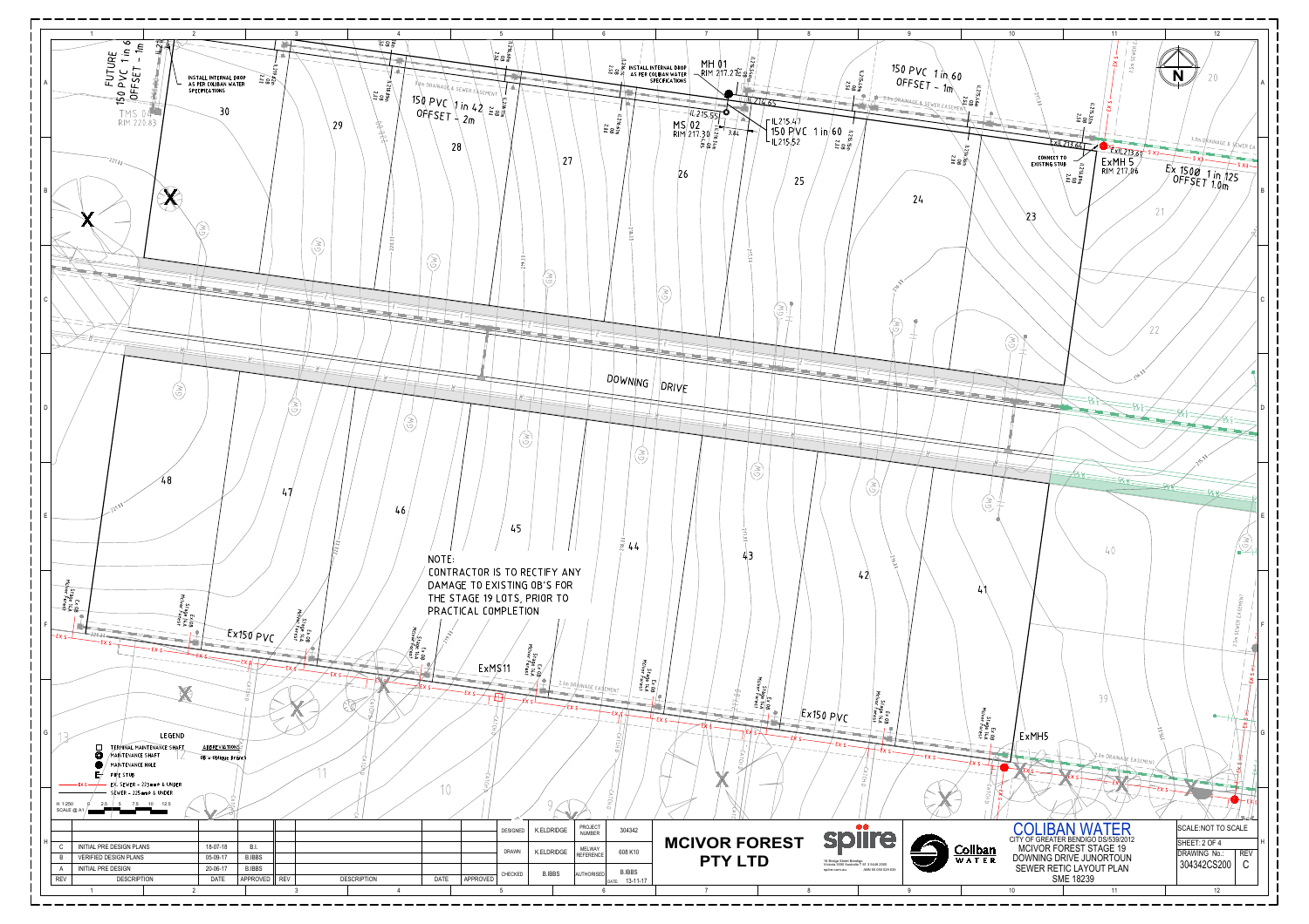# MCIVOR FOREST STAGE 19 — SEWER RETIC LAYOUT PLAN

FUTURE 150 PVC 1 in 6 OFFSET - 1m

INSTALL INTERNAL DROP AS PER COLIBAN WATER SPECIFICATIONS

TMS 04 RIM 220.83

150 PVC 1 in 42 OFFSET - 2m

3.0m DRAINAGE & SEWER EASEMENT

INSTALL INTERNAL DROP AS PER COLIBAN WATER SPECIFICATIONS

MH 01 RIM 217.21

IL 214.65

IL 215.55

MS 02 RIM 217.30

IL 215.47

150 PVC 1 in 60

IL 215.52

3.84

150 PVC 1 in 60 OFFSET - 1m

CONNECT TO EXISTING STUB

Ex IL 213.63

Ex IL 213.61

ExMH 5 RIM 217.06

Ex 150Ø 1 in 125 OFFSET 1.0m

3.0m DRAINAGE & SEWER EASEMENT

DOWNING DRIVE

NOTE:
CONTRACTOR IS TO RECTIFY ANY DAMAGE TO EXISTING OB'S FOR THE STAGE 19 LOTS, PRIOR TO PRACTICAL COMPLETION

Ex150 PVC

ExMS11

Ex150 PVC

ExMH5

2.0m DRAINAGE EASEMENT

## LEGEND

- TERMINAL MAINTENANCE SHAFT
- MAINTENANCE SHAFT
- MAINTENANCE HOLE
- PIPE STUB
- EX. SEWER - 225mmø & UNDER
- SEWER - 225mmø & UNDER

**ABBREVIATIONS**
OB = Oblique Branch

H 1:250 SCALE @ A1

| REV | DESCRIPTION | DATE | APPROVED |
|---|---|---|---|
| C | INITIAL PRE DESIGN PLANS | 18-07-18 | B.I. |
| B | VERIFIED DESIGN PLANS | 05-09-17 | B.IBBS |
| A | INITIAL PRE DESIGN | 20-06-17 | B.IBBS |

| | | | |
|---|---|---|---|
| DESIGNED | K.ELDRIDGE | PROJECT NUMBER | 304342 |
| DRAWN | K.ELDRIDGE | MELWAY REFERENCE | 608 K10 |
| CHECKED | B.IBBS | AUTHORISED | B.IBBS DATE 13-11-17 |

**MCIVOR FOREST PTY LTD**

spiire — 16 Bridge Street Bendigo Victoria 3550 Australia

Coliban Water

**COLIBAN WATER**
CITY OF GREATER BENDIGO DS/539/2012
MCIVOR FOREST STAGE 19
DOWNING DRIVE JUNORTOUN
SEWER RETIC LAYOUT PLAN
SME 18239

SCALE: NOT TO SCALE
SHEET: 2 OF 4
DRAWING No.: 304342CS200
REV: C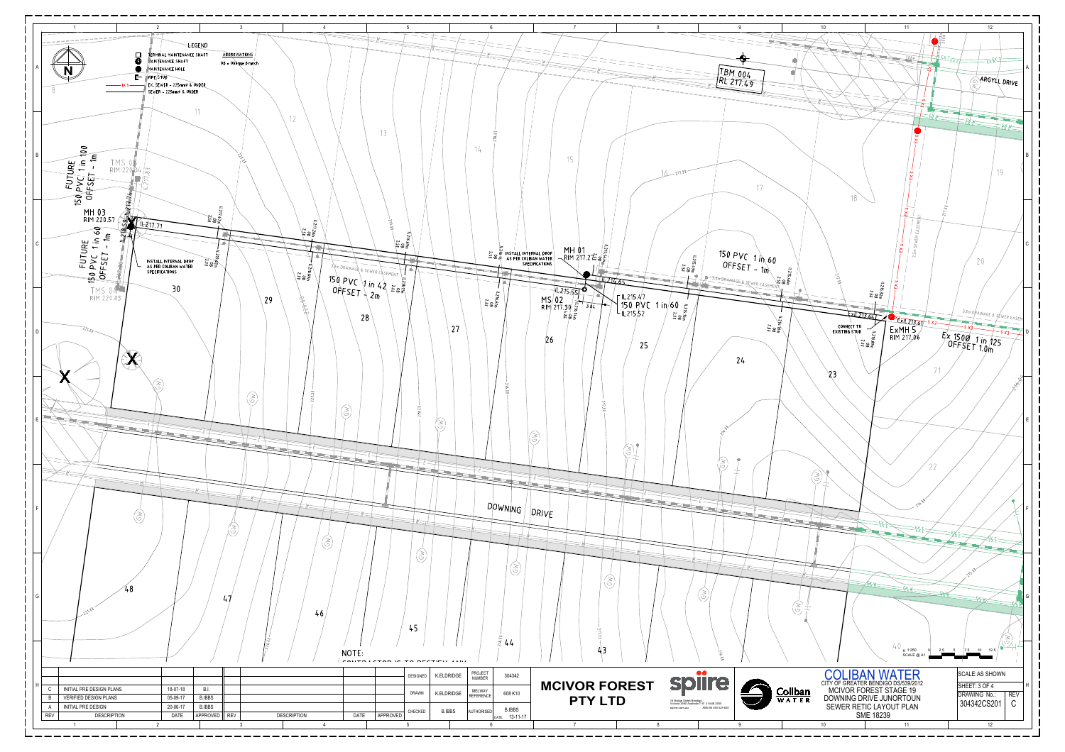## LEGEND

- TERMINAL MAINTENANCE SHAFT
- MAINTENANCE SHAFT
- MAINTENANCE HOLE
- PIPE STUB
- EX. SEWER - 225mmø & UNDER
- SEWER - 225mmø & UNDER

**ABBREVIATIONS**

OB - Oblique Branch

TMS 03
RIM 220.84

FUTURE 150 PVC 1 in 100 OFFSET - 1m

MH 03
RIM 220.57
IL 217.71

FUTURE 150 PVC 1 in 60 OFFSET - 1m

INSTALL INTERNAL DROP AS PER COLIBAN WATER SPECIFICATIONS

TMS 04
RIM 220.83

150 PVC 1 in 42 OFFSET - 2m

3.5m DRAINAGE & SEWER EASEMENT

INSTALL INTERNAL DROP AS PER COLIBAN WATER SPECIFICATIONS

MH 01
RIM 217.27
IL 216.65

IL 215.55

MS 02
RIM 217.30

IL 215.47
150 PVC 1 in 60
IL 215.52

150 PVC 1 in 60 OFFSET - 1m

TBM 004
RL 217.49

ExIL 213.61
ExIL 213.61

CONNECT TO EXISTING STUB

ExMH 5
RIM 217.06

Ex 150Ø 1 in 125 OFFSET 1.0m

ARGYLL DRIVE

DOWNING DRIVE

3.5m DRAINAGE & SEWER EASEMENT

2.5m SEWER EASEMENT

NOTE:

H 1:250 SCALE @ A1

| REV | DESCRIPTION | DATE | APPROVED | REV | DESCRIPTION | DATE | APPROVED |
|---|---|---|---|---|---|---|---|
| C | INITIAL PRE DESIGN PLANS | 18-07-18 | B.I. | | | | |
| B | VERIFIED DESIGN PLANS | 05-09-17 | B.IBBS | | | | |
| A | INITIAL PRE DESIGN | 20-06-17 | B.IBBS | | | | |

| | | | |
|---|---|---|---|
| DESIGNED | K.ELDRIDGE | PROJECT NUMBER | 304342 |
| DRAWN | K.ELDRIDGE | MELWAY REFERENCE | 608 K10 |
| CHECKED | B.IBBS | AUTHORISED | B.IBBS DATE 13-11-17 |

**MCIVOR FOREST PTY LTD**

spiire

Coliban Water

**COLIBAN WATER**
CITY OF GREATER BENDIGO DS/539/2012
MCIVOR FOREST STAGE 19
DOWNING DRIVE JUNORTOUN
SEWER RETIC LAYOUT PLAN
SME 18239

SCALE: AS SHOWN
SHEET: 3 OF 4
DRAWING No.: 304342CS201
REV: C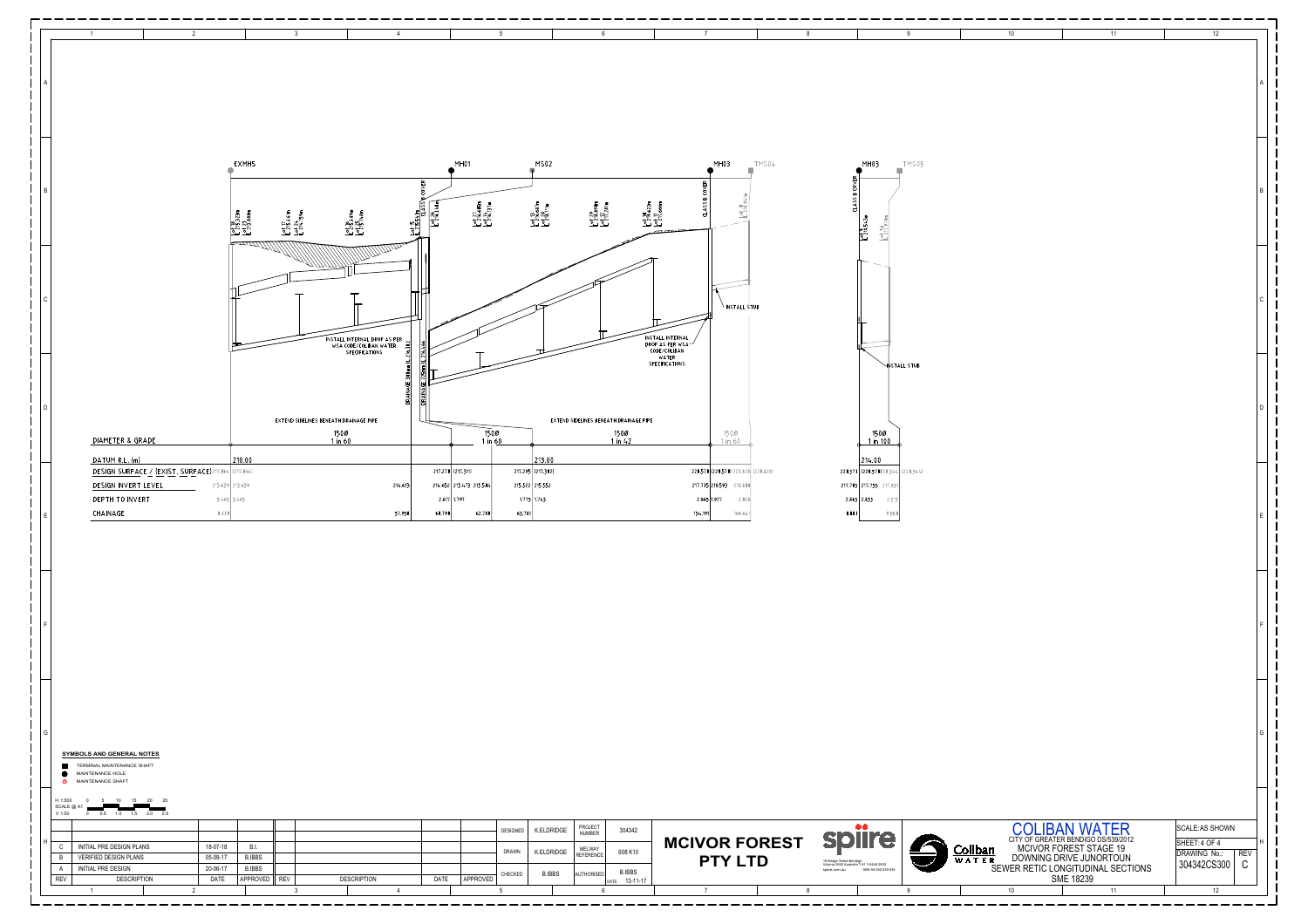EXMH5

MH01

MS02

MH03 TMS04

MH03 TMS05

CLASS B COVER

INSTALL INTERNAL DROP AS PER WSA CODE/COLIBAN WATER SPECIFICATIONS

INSTALL INTERNAL DROP AS PER WSA CODE/COLIBAN WATER SPECIFICATIONS

INSTALL STUB

INSTALL STUB

EXTEND SIDELINES BENEATH DRAINAGE PIPE

EXTEND SIDELINES BENEATH DRAINAGE PIPE

| | | | | | | |
|---|---|---|---|---|---|---|
| DIAMETER & GRADE | 150Ø 1 in 60 | 150Ø 1 in 60 | 150Ø 1 in 42 | 150Ø 1 in 60 | | 150Ø 1 in 100 |
| DATUM R.L. (m) | 210.00 | | 213.00 | | | 214.00 |
| DESIGN SURFACE / (EXIST. SURFACE) | 217.864 (217.864) | 217.270 (217.319) | 217.295 (217.302) | 220.578 (220.578) 221.626 (220.838) | | 220.578 (220.578) 220.544 (220.544) |
| DESIGN INVERT LEVEL | 213.639 213.639 214.613 | 214.652 215.473 215.544 | 215.522 215.552 | 217.715 218.593 218.588 | | 217.715 217.755 217.851 |
| DEPTH TO INVERT | 3.465 3.465 | 2.617 1.797 | 1.775 1.745 | 2.863 1.977 2.820 | | 2.863 2.833 2.513 |
| CHAINAGE | 0.118 57.950 | 60.790 62.788 | 63.781 | 154.791 164.661 | | 0.000 9.558 |

SYMBOLS AND GENERAL NOTES

- TERMINAL MAINTENANCE SHAFT
- MAINTENANCE HOLE
- MAINTENANCE SHAFT

H 1:500 0 5 10 15 20 25
SCALE @ A1
V 1:50 0 0.5 1.0 1.5 2.0 2.5

| REV | DESCRIPTION | DATE | APPROVED | REV | DESCRIPTION | DATE | APPROVED |
|---|---|---|---|---|---|---|---|
| C | INITIAL PRE DESIGN PLANS | 18-07-18 | B.I. | | | | |
| B | VERIFIED DESIGN PLANS | 05-09-17 | B.IBBS | | | | |
| A | INITIAL PRE DESIGN | 20-06-17 | B.IBBS | | | | |

| | | | |
|---|---|---|---|
| DESIGNED | K.ELDRIDGE | PROJECT NUMBER | 304342 |
| DRAWN | K.ELDRIDGE | MELWAY REFERENCE | 608 K10 |
| CHECKED | B.IBBS | AUTHORISED | B.IBBS DATE 13-11-17 |

MCIVOR FOREST PTY LTD

spiire

16 Bridge Street Bendigo Victoria 3550 Australia T 61 3 5448 2900 spiire.com.au ABN 55 050 029 635

Coliban WATER

COLIBAN WATER
CITY OF GREATER BENDIGO DS/539/2012
MCIVOR FOREST STAGE 19
DOWNING DRIVE JUNORTOUN
SEWER RETIC LONGITUDINAL SECTIONS
SME 18239

SCALE: AS SHOWN
SHEET: 4 OF 4
DRAWING No.: 304342CS300
REV C